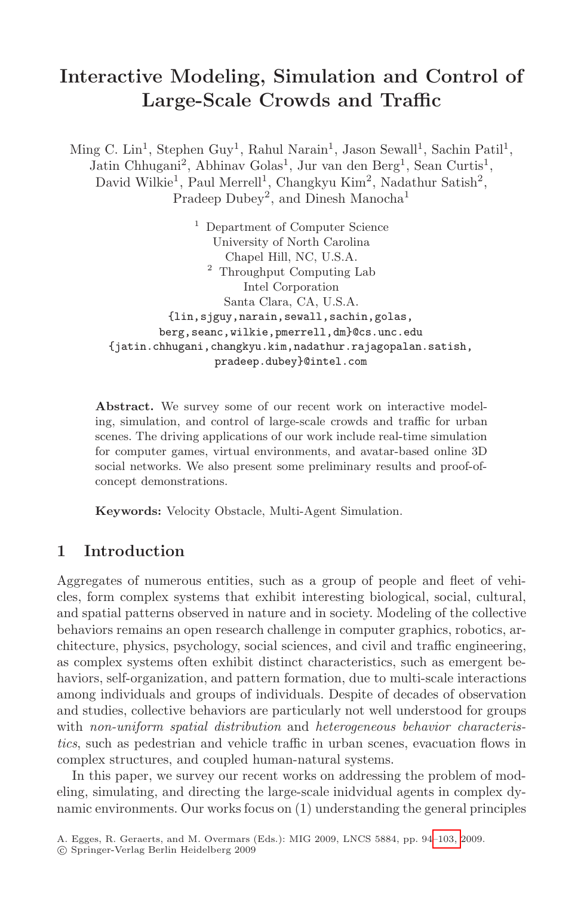# Interactive Modeling, Simulation and Control of Large-Scale Crowds and Traffic

Ming C. Lin[1], Stephen Guy[1], Rahul Narain[1], Jason Sewall[1], Sachin Patil[1], Jatin Chhugani[2], Abhinav Golas[1], Jur van den Berg[1], Sean Curtis[1], David Wilkie[1], Paul Merrell[1], Changkyu Kim[2], Nadathur Satish[2], Pradeep Dubey[2], and Dinesh Manocha[1]

[1] Department of Computer Science
University of North Carolina
Chapel Hill, NC, U.S.A.

[2] Throughput Computing Lab
Intel Corporation
Santa Clara, CA, U.S.A.

{lin,sjguy,narain,sewall,sachin,golas,
berg,seanc,wilkie,pmerrell,dm}@cs.unc.edu
{jatin.chhugani,changkyu.kim,nadathur.rajagopalan.satish,
pradeep.dubey}@intel.com

**Abstract.** We survey some of our recent work on interactive modeling, simulation, and control of large-scale crowds and traffic for urban scenes. The driving applications of our work include real-time simulation for computer games, virtual environments, and avatar-based online 3D social networks. We also present some preliminary results and proof-of-concept demonstrations.

**Keywords:** Velocity Obstacle, Multi-Agent Simulation.

## 1 Introduction

Aggregates of numerous entities, such as a group of people and fleet of vehicles, form complex systems that exhibit interesting biological, social, cultural, and spatial patterns observed in nature and in society. Modeling of the collective behaviors remains an open research challenge in computer graphics, robotics, architecture, physics, psychology, social sciences, and civil and traffic engineering, as complex systems often exhibit distinct characteristics, such as emergent behaviors, self-organization, and pattern formation, due to multi-scale interactions among individuals and groups of individuals. Despite of decades of observation and studies, collective behaviors are particularly not well understood for groups with *non-uniform spatial distribution* and *heterogeneous behavior characteristics*, such as pedestrian and vehicle traffic in urban scenes, evacuation flows in complex structures, and coupled human-natural systems.

In this paper, we survey our recent works on addressing the problem of modeling, simulating, and directing the large-scale inidvidual agents in complex dynamic environments. Our works focus on (1) understanding the general principles

A. Egges, R. Geraerts, and M. Overmars (Eds.): MIG 2009, LNCS 5884, pp. 94–103, 2009.
© Springer-Verlag Berlin Heidelberg 2009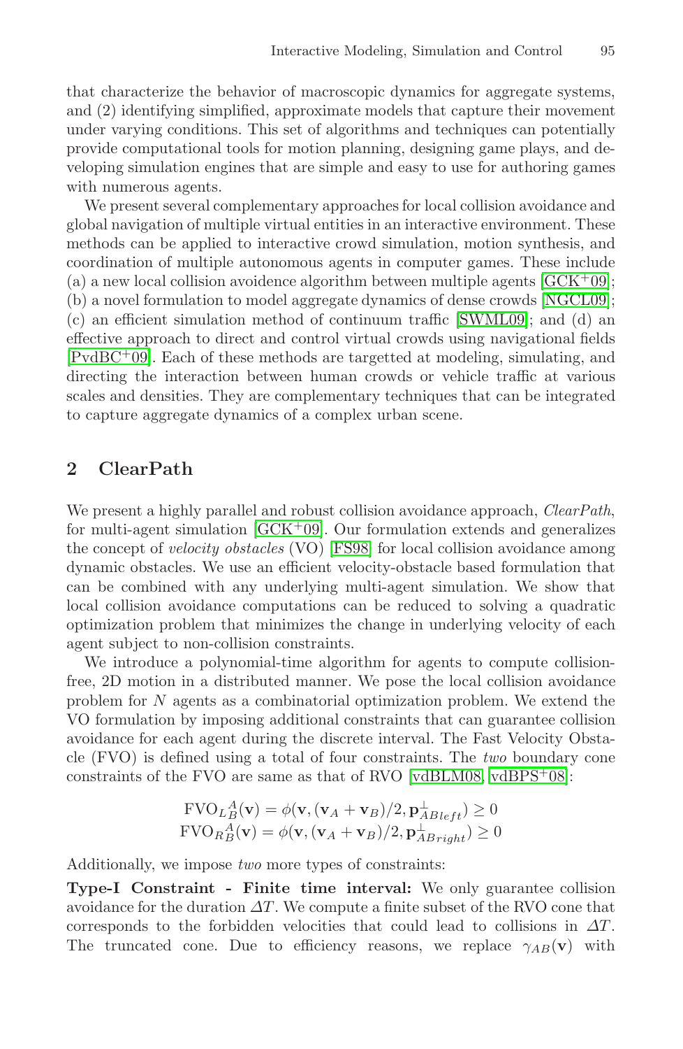that characterize the behavior of macroscopic dynamics for aggregate systems, and (2) identifying simplified, approximate models that capture their movement under varying conditions. This set of algorithms and techniques can potentially provide computational tools for motion planning, designing game plays, and developing simulation engines that are simple and easy to use for authoring games with numerous agents.

We present several complementary approaches for local collision avoidance and global navigation of multiple virtual entities in an interactive environment. These methods can be applied to interactive crowd simulation, motion synthesis, and coordination of multiple autonomous agents in computer games. These include (a) a new local collision avoidence algorithm between multiple agents [GCK+09]; (b) a novel formulation to model aggregate dynamics of dense crowds [NGCL09]; (c) an efficient simulation method of continuum traffic [SWML09]; and (d) an effective approach to direct and control virtual crowds using navigational fields [PvdBC+09]. Each of these methods are targetted at modeling, simulating, and directing the interaction between human crowds or vehicle traffic at various scales and densities. They are complementary techniques that can be integrated to capture aggregate dynamics of a complex urban scene.

## 2 ClearPath

We present a highly parallel and robust collision avoidance approach, *ClearPath*, for multi-agent simulation [GCK+09]. Our formulation extends and generalizes the concept of *velocity obstacles* (VO) [FS98] for local collision avoidance among dynamic obstacles. We use an efficient velocity-obstacle based formulation that can be combined with any underlying multi-agent simulation. We show that local collision avoidance computations can be reduced to solving a quadratic optimization problem that minimizes the change in underlying velocity of each agent subject to non-collision constraints.

We introduce a polynomial-time algorithm for agents to compute collision-free, 2D motion in a distributed manner. We pose the local collision avoidance problem for $N$ agents as a combinatorial optimization problem. We extend the VO formulation by imposing additional constraints that can guarantee collision avoidance for each agent during the discrete interval. The Fast Velocity Obstacle (FVO) is defined using a total of four constraints. The *two* boundary cone constraints of the FVO are same as that of RVO [vdBLM08, vdBPS+08]:

$$\mathrm{FVO}_{L}{}^{A}_{B}(\mathbf{v}) = \phi(\mathbf{v}, (\mathbf{v}_A + \mathbf{v}_B)/2, \mathbf{p}^{\perp}_{AB_{left}}) \geq 0$$
$$\mathrm{FVO}_{R}{}^{A}_{B}(\mathbf{v}) = \phi(\mathbf{v}, (\mathbf{v}_A + \mathbf{v}_B)/2, \mathbf{p}^{\perp}_{AB_{right}}) \geq 0$$

Additionally, we impose *two* more types of constraints:

**Type-I Constraint - Finite time interval:** We only guarantee collision avoidance for the duration $\Delta T$. We compute a finite subset of the RVO cone that corresponds to the forbidden velocities that could lead to collisions in $\Delta T$. The truncated cone. Due to efficiency reasons, we replace $\gamma_{AB}(\mathbf{v})$ with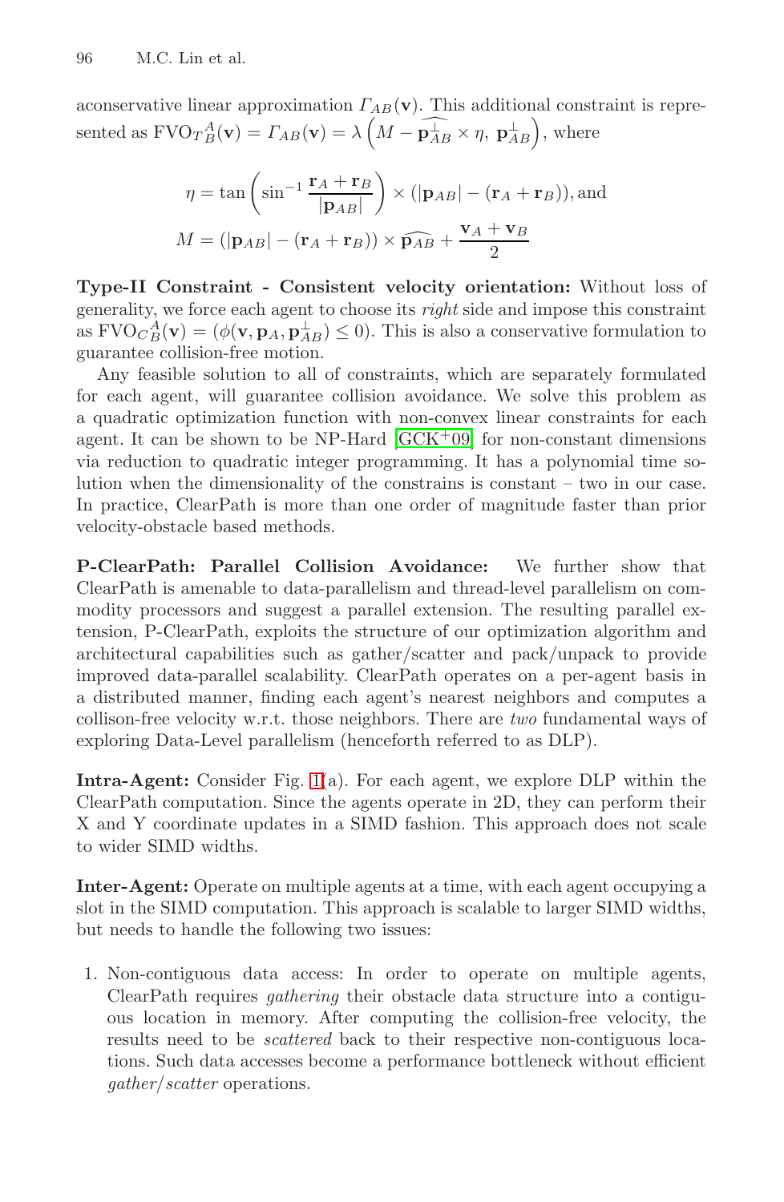aconservative linear approximation $\Gamma_{AB}(\mathbf{v})$. This additional constraint is represented as $\mathrm{FVO}T_B^A(\mathbf{v}) = \Gamma_{AB}(\mathbf{v}) = \lambda\left(M - \widehat{\mathbf{p}_{AB}^{\perp}} \times \eta,\ \mathbf{p}_{AB}^{\perp}\right)$, where

$$\eta = \tan\left(\sin^{-1}\frac{\mathbf{r}_A + \mathbf{r}_B}{|\mathbf{p}_{AB}|}\right) \times (|\mathbf{p}_{AB}| - (\mathbf{r}_A + \mathbf{r}_B)), \text{and}$$

$$M = (|\mathbf{p}_{AB}| - (\mathbf{r}_A + \mathbf{r}_B)) \times \widehat{\mathbf{p}_{AB}} + \frac{\mathbf{v}_A + \mathbf{v}_B}{2}$$

**Type-II Constraint - Consistent velocity orientation:** Without loss of generality, we force each agent to choose its *right* side and impose this constraint as $\mathrm{FVO}C_B^A(\mathbf{v}) = (\phi(\mathbf{v}, \mathbf{p}_A, \mathbf{p}_{AB}^{\perp}) \leq 0)$. This is also a conservative formulation to guarantee collision-free motion.

Any feasible solution to all of constraints, which are separately formulated for each agent, will guarantee collision avoidance. We solve this problem as a quadratic optimization function with non-convex linear constraints for each agent. It can be shown to be NP-Hard [GCK+09] for non-constant dimensions via reduction to quadratic integer programming. It has a polynomial time solution when the dimensionality of the constrains is constant – two in our case. In practice, ClearPath is more than one order of magnitude faster than prior velocity-obstacle based methods.

**P-ClearPath: Parallel Collision Avoidance:** We further show that ClearPath is amenable to data-parallelism and thread-level parallelism on commodity processors and suggest a parallel extension. The resulting parallel extension, P-ClearPath, exploits the structure of our optimization algorithm and architectural capabilities such as gather/scatter and pack/unpack to provide improved data-parallel scalability. ClearPath operates on a per-agent basis in a distributed manner, finding each agent's nearest neighbors and computes a collison-free velocity w.r.t. those neighbors. There are *two* fundamental ways of exploring Data-Level parallelism (henceforth referred to as DLP).

**Intra-Agent:** Consider Fig. 1(a). For each agent, we explore DLP within the ClearPath computation. Since the agents operate in 2D, they can perform their X and Y coordinate updates in a SIMD fashion. This approach does not scale to wider SIMD widths.

**Inter-Agent:** Operate on multiple agents at a time, with each agent occupying a slot in the SIMD computation. This approach is scalable to larger SIMD widths, but needs to handle the following two issues:

1. Non-contiguous data access: In order to operate on multiple agents, ClearPath requires *gathering* their obstacle data structure into a contiguous location in memory. After computing the collision-free velocity, the results need to be *scattered* back to their respective non-contiguous locations. Such data accesses become a performance bottleneck without efficient *gather/scatter* operations.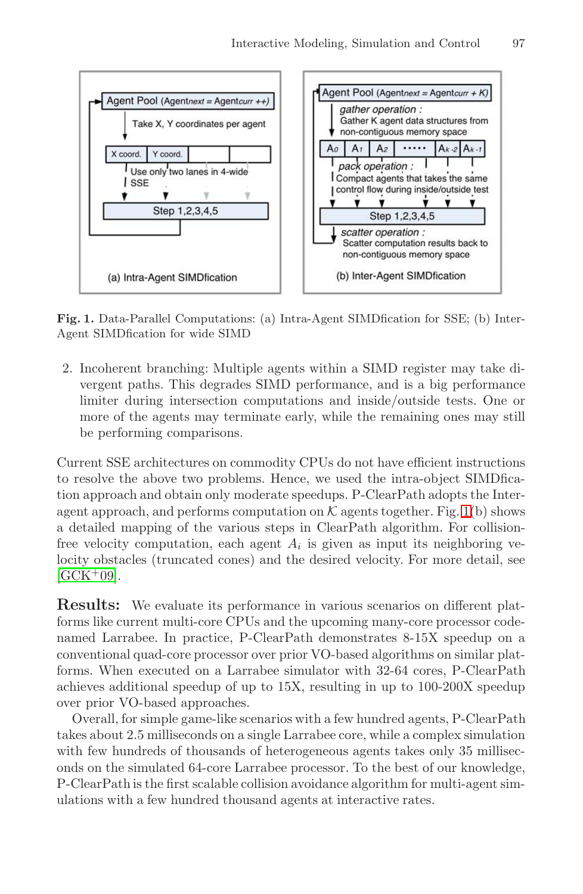**Fig. 1.** Data-Parallel Computations: (a) Intra-Agent SIMDfication for SSE; (b) Inter-Agent SIMDfication for wide SIMD

2. Incoherent branching: Multiple agents within a SIMD register may take divergent paths. This degrades SIMD performance, and is a big performance limiter during intersection computations and inside/outside tests. One or more of the agents may terminate early, while the remaining ones may still be performing comparisons.

Current SSE architectures on commodity CPUs do not have efficient instructions to resolve the above two problems. Hence, we used the intra-object SIMDfication approach and obtain only moderate speedups. P-ClearPath adopts the Inter-agent approach, and performs computation on $\mathcal{K}$ agents together. Fig. 1(b) shows a detailed mapping of the various steps in ClearPath algorithm. For collision-free velocity computation, each agent $A_i$ is given as input its neighboring velocity obstacles (truncated cones) and the desired velocity. For more detail, see [GCK+09].

**Results:** We evaluate its performance in various scenarios on different platforms like current multi-core CPUs and the upcoming many-core processor codenamed Larrabee. In practice, P-ClearPath demonstrates 8-15X speedup on a conventional quad-core processor over prior VO-based algorithms on similar platforms. When executed on a Larrabee simulator with 32-64 cores, P-ClearPath achieves additional speedup of up to 15X, resulting in up to 100-200X speedup over prior VO-based approaches.

Overall, for simple game-like scenarios with a few hundred agents, P-ClearPath takes about 2.5 milliseconds on a single Larrabee core, while a complex simulation with few hundreds of thousands of heterogeneous agents takes only 35 milliseconds on the simulated 64-core Larrabee processor. To the best of our knowledge, P-ClearPath is the first scalable collision avoidance algorithm for multi-agent simulations with a few hundred thousand agents at interactive rates.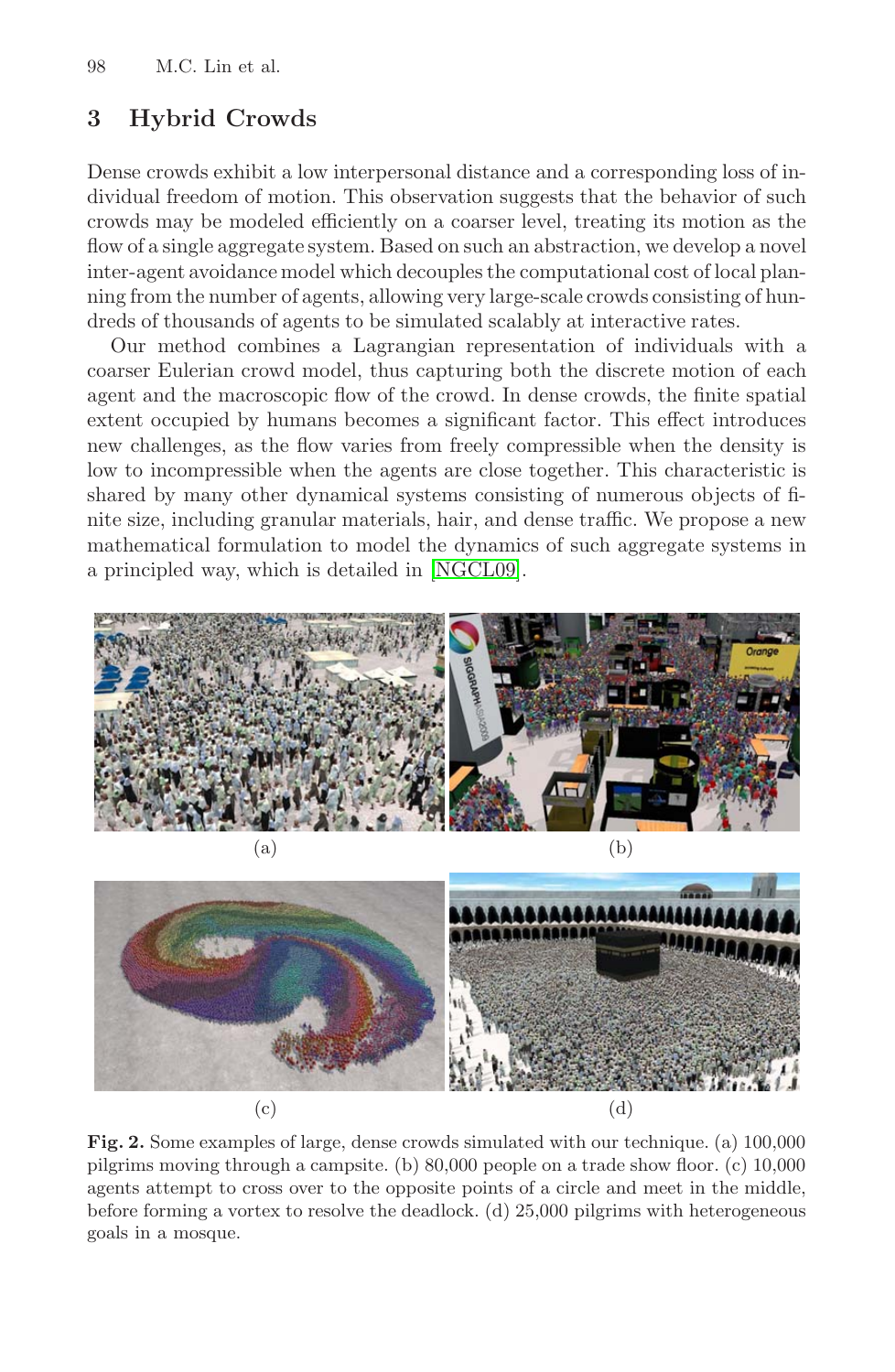## 3 Hybrid Crowds

Dense crowds exhibit a low interpersonal distance and a corresponding loss of individual freedom of motion. This observation suggests that the behavior of such crowds may be modeled efficiently on a coarser level, treating its motion as the flow of a single aggregate system. Based on such an abstraction, we develop a novel inter-agent avoidance model which decouples the computational cost of local planning from the number of agents, allowing very large-scale crowds consisting of hundreds of thousands of agents to be simulated scalably at interactive rates.

Our method combines a Lagrangian representation of individuals with a coarser Eulerian crowd model, thus capturing both the discrete motion of each agent and the macroscopic flow of the crowd. In dense crowds, the finite spatial extent occupied by humans becomes a significant factor. This effect introduces new challenges, as the flow varies from freely compressible when the density is low to incompressible when the agents are close together. This characteristic is shared by many other dynamical systems consisting of numerous objects of finite size, including granular materials, hair, and dense traffic. We propose a new mathematical formulation to model the dynamics of such aggregate systems in a principled way, which is detailed in [NGCL09].

(a)

(b)

(c)

(d)

**Fig. 2.** Some examples of large, dense crowds simulated with our technique. (a) 100,000 pilgrims moving through a campsite. (b) 80,000 people on a trade show floor. (c) 10,000 agents attempt to cross over to the opposite points of a circle and meet in the middle, before forming a vortex to resolve the deadlock. (d) 25,000 pilgrims with heterogeneous goals in a mosque.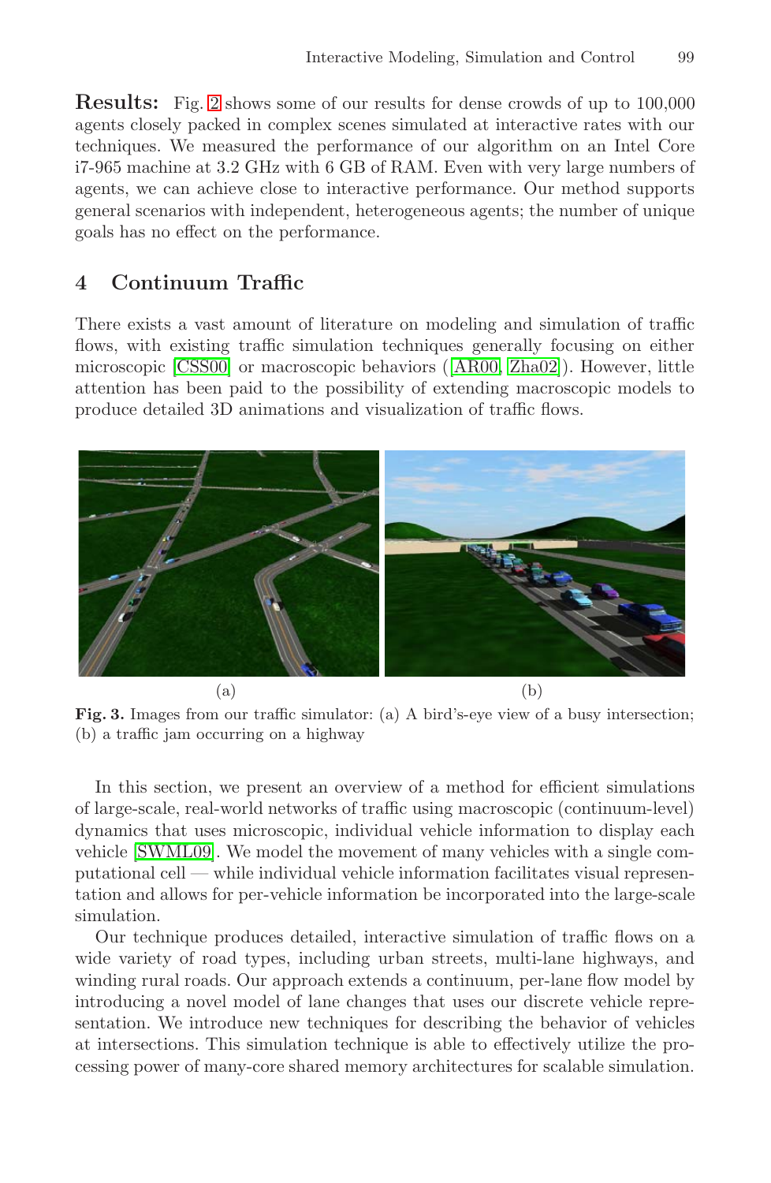**Results:** Fig. 2 shows some of our results for dense crowds of up to 100,000 agents closely packed in complex scenes simulated at interactive rates with our techniques. We measured the performance of our algorithm on an Intel Core i7-965 machine at 3.2 GHz with 6 GB of RAM. Even with very large numbers of agents, we can achieve close to interactive performance. Our method supports general scenarios with independent, heterogeneous agents; the number of unique goals has no effect on the performance.

## 4 Continuum Traffic

There exists a vast amount of literature on modeling and simulation of traffic flows, with existing traffic simulation techniques generally focusing on either microscopic [CSS00] or macroscopic behaviors ([AR00, Zha02]). However, little attention has been paid to the possibility of extending macroscopic models to produce detailed 3D animations and visualization of traffic flows.

(a) (b)

**Fig. 3.** Images from our traffic simulator: (a) A bird's-eye view of a busy intersection; (b) a traffic jam occurring on a highway

In this section, we present an overview of a method for efficient simulations of large-scale, real-world networks of traffic using macroscopic (continuum-level) dynamics that uses microscopic, individual vehicle information to display each vehicle [SWML09]. We model the movement of many vehicles with a single computational cell — while individual vehicle information facilitates visual representation and allows for per-vehicle information be incorporated into the large-scale simulation.

Our technique produces detailed, interactive simulation of traffic flows on a wide variety of road types, including urban streets, multi-lane highways, and winding rural roads. Our approach extends a continuum, per-lane flow model by introducing a novel model of lane changes that uses our discrete vehicle representation. We introduce new techniques for describing the behavior of vehicles at intersections. This simulation technique is able to effectively utilize the processing power of many-core shared memory architectures for scalable simulation.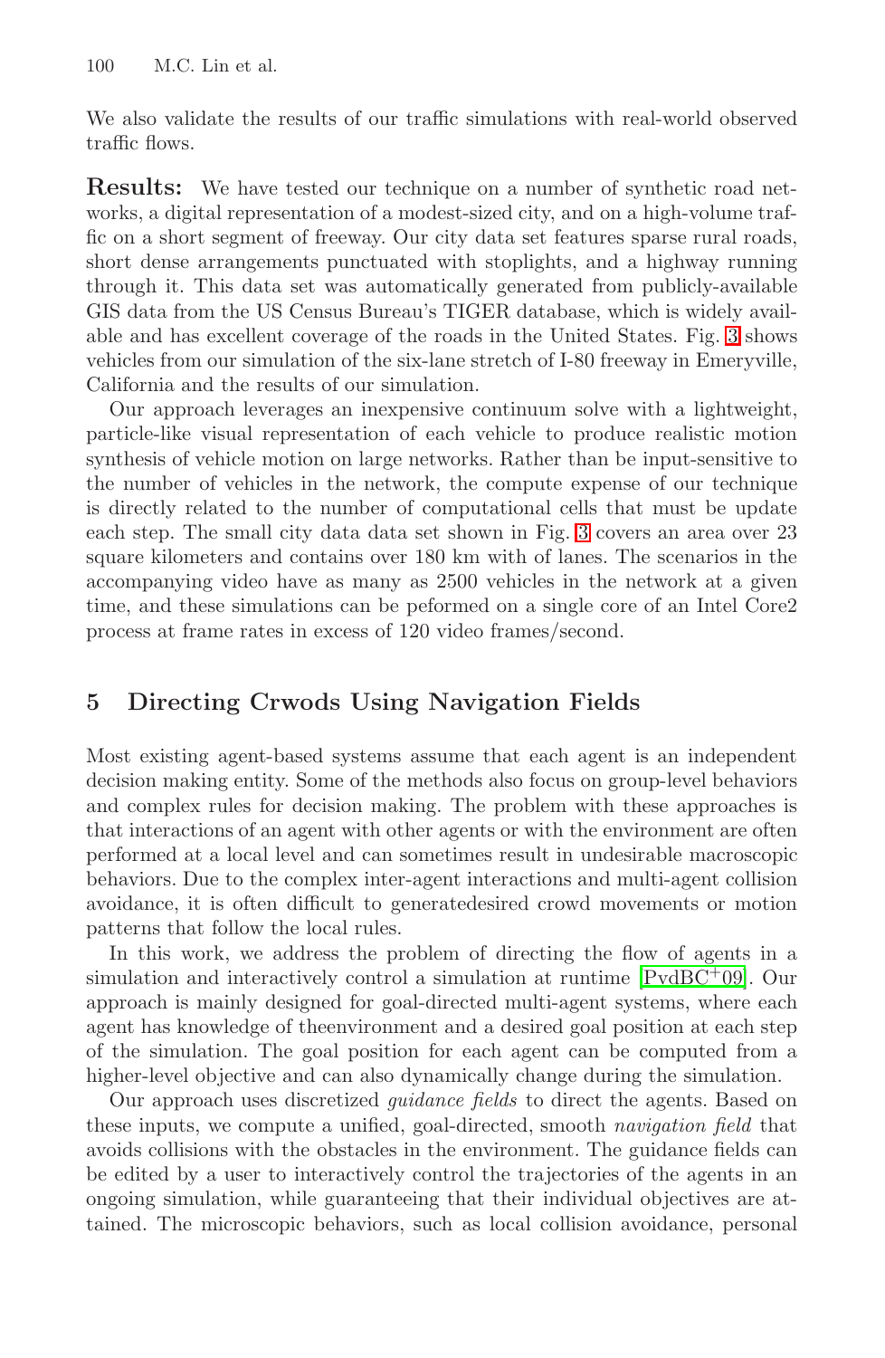We also validate the results of our traffic simulations with real-world observed traffic flows.

**Results:** We have tested our technique on a number of synthetic road networks, a digital representation of a modest-sized city, and on a high-volume traffic on a short segment of freeway. Our city data set features sparse rural roads, short dense arrangements punctuated with stoplights, and a highway running through it. This data set was automatically generated from publicly-available GIS data from the US Census Bureau's TIGER database, which is widely available and has excellent coverage of the roads in the United States. Fig. 3 shows vehicles from our simulation of the six-lane stretch of I-80 freeway in Emeryville, California and the results of our simulation.

Our approach leverages an inexpensive continuum solve with a lightweight, particle-like visual representation of each vehicle to produce realistic motion synthesis of vehicle motion on large networks. Rather than be input-sensitive to the number of vehicles in the network, the compute expense of our technique is directly related to the number of computational cells that must be update each step. The small city data data set shown in Fig. 3 covers an area over 23 square kilometers and contains over 180 km with of lanes. The scenarios in the accompanying video have as many as 2500 vehicles in the network at a given time, and these simulations can be peformed on a single core of an Intel Core2 process at frame rates in excess of 120 video frames/second.

## 5 Directing Crwods Using Navigation Fields

Most existing agent-based systems assume that each agent is an independent decision making entity. Some of the methods also focus on group-level behaviors and complex rules for decision making. The problem with these approaches is that interactions of an agent with other agents or with the environment are often performed at a local level and can sometimes result in undesirable macroscopic behaviors. Due to the complex inter-agent interactions and multi-agent collision avoidance, it is often difficult to generatedesired crowd movements or motion patterns that follow the local rules.

In this work, we address the problem of directing the flow of agents in a simulation and interactively control a simulation at runtime [PvdBC+09]. Our approach is mainly designed for goal-directed multi-agent systems, where each agent has knowledge of theenvironment and a desired goal position at each step of the simulation. The goal position for each agent can be computed from a higher-level objective and can also dynamically change during the simulation.

Our approach uses discretized *guidance fields* to direct the agents. Based on these inputs, we compute a unified, goal-directed, smooth *navigation field* that avoids collisions with the obstacles in the environment. The guidance fields can be edited by a user to interactively control the trajectories of the agents in an ongoing simulation, while guaranteeing that their individual objectives are attained. The microscopic behaviors, such as local collision avoidance, personal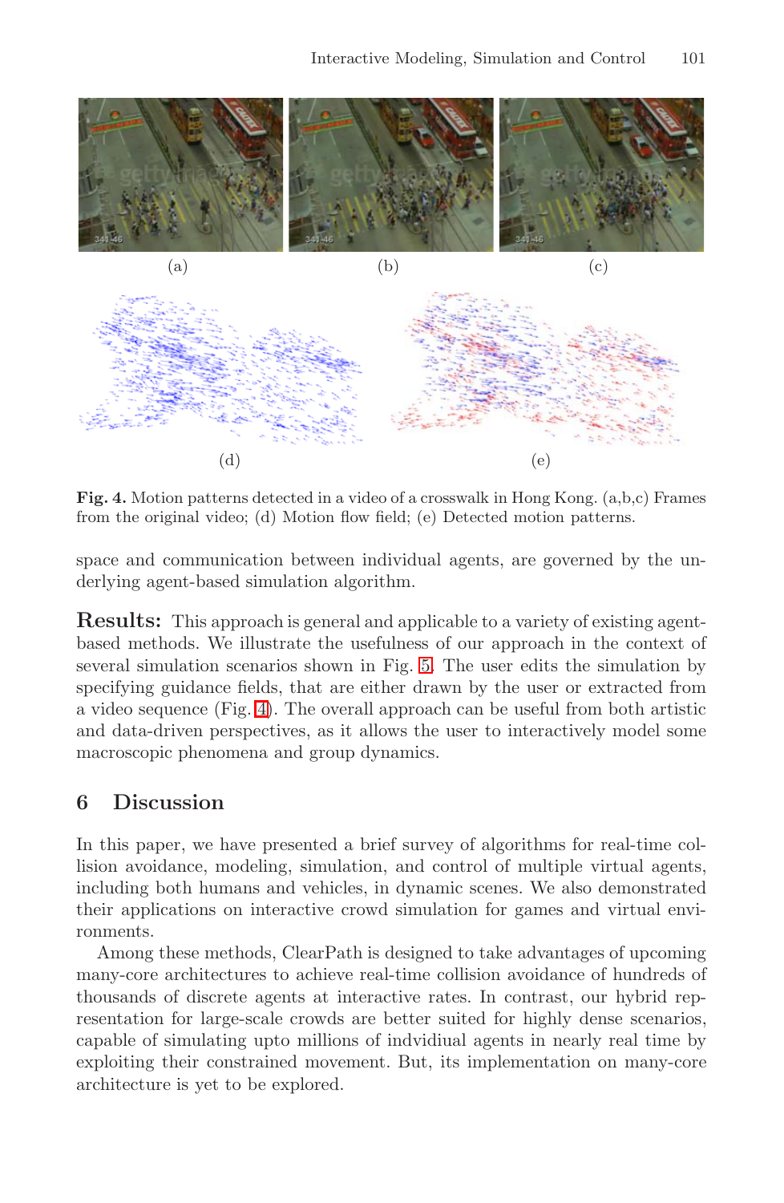(a) (b) (c)

(d) (e)

**Fig. 4.** Motion patterns detected in a video of a crosswalk in Hong Kong. (a,b,c) Frames from the original video; (d) Motion flow field; (e) Detected motion patterns.

space and communication between individual agents, are governed by the underlying agent-based simulation algorithm.

**Results:** This approach is general and applicable to a variety of existing agent-based methods. We illustrate the usefulness of our approach in the context of several simulation scenarios shown in Fig. 5. The user edits the simulation by specifying guidance fields, that are either drawn by the user or extracted from a video sequence (Fig. 4). The overall approach can be useful from both artistic and data-driven perspectives, as it allows the user to interactively model some macroscopic phenomena and group dynamics.

## 6 Discussion

In this paper, we have presented a brief survey of algorithms for real-time collision avoidance, modeling, simulation, and control of multiple virtual agents, including both humans and vehicles, in dynamic scenes. We also demonstrated their applications on interactive crowd simulation for games and virtual environments.

Among these methods, ClearPath is designed to take advantages of upcoming many-core architectures to achieve real-time collision avoidance of hundreds of thousands of discrete agents at interactive rates. In contrast, our hybrid representation for large-scale crowds are better suited for highly dense scenarios, capable of simulating upto millions of indvidiual agents in nearly real time by exploiting their constrained movement. But, its implementation on many-core architecture is yet to be explored.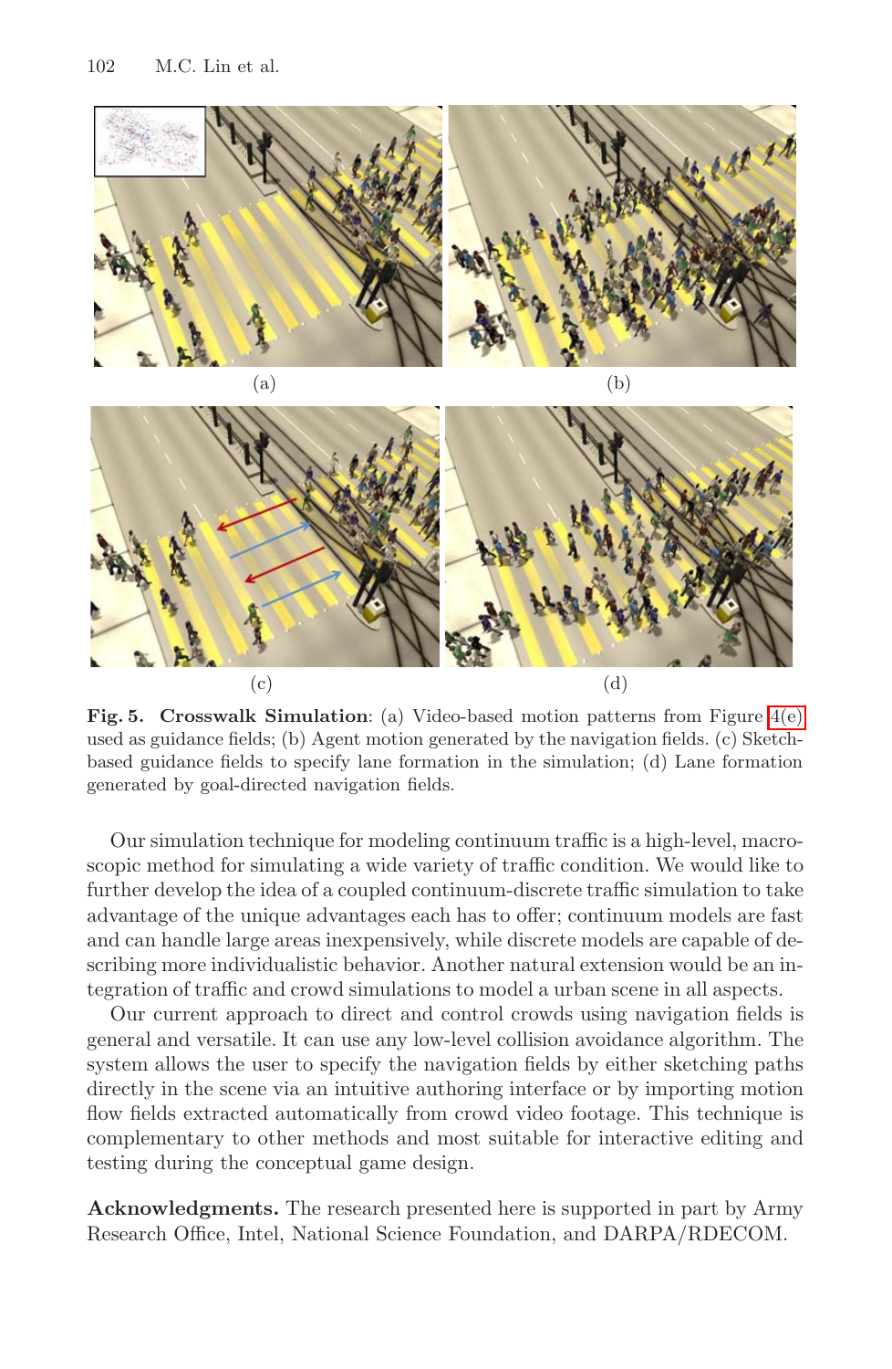(a)

(b)

(c)

(d)

**Fig. 5. Crosswalk Simulation**: (a) Video-based motion patterns from Figure 4(e) used as guidance fields; (b) Agent motion generated by the navigation fields. (c) Sketch-based guidance fields to specify lane formation in the simulation; (d) Lane formation generated by goal-directed navigation fields.

Our simulation technique for modeling continuum traffic is a high-level, macroscopic method for simulating a wide variety of traffic condition. We would like to further develop the idea of a coupled continuum-discrete traffic simulation to take advantage of the unique advantages each has to offer; continuum models are fast and can handle large areas inexpensively, while discrete models are capable of describing more individualistic behavior. Another natural extension would be an integration of traffic and crowd simulations to model a urban scene in all aspects.

Our current approach to direct and control crowds using navigation fields is general and versatile. It can use any low-level collision avoidance algorithm. The system allows the user to specify the navigation fields by either sketching paths directly in the scene via an intuitive authoring interface or by importing motion flow fields extracted automatically from crowd video footage. This technique is complementary to other methods and most suitable for interactive editing and testing during the conceptual game design.

**Acknowledgments.** The research presented here is supported in part by Army Research Office, Intel, National Science Foundation, and DARPA/RDECOM.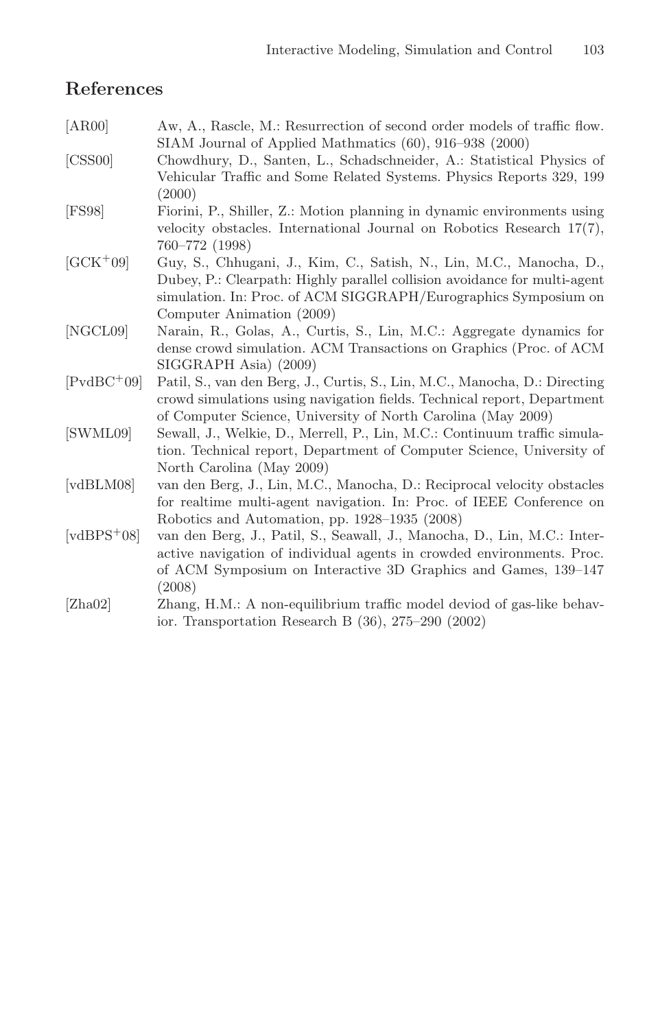## References

[AR00] Aw, A., Rascle, M.: Resurrection of second order models of traffic flow. SIAM Journal of Applied Mathmatics (60), 916–938 (2000)

[CSS00] Chowdhury, D., Santen, L., Schadschneider, A.: Statistical Physics of Vehicular Traffic and Some Related Systems. Physics Reports 329, 199 (2000)

[FS98] Fiorini, P., Shiller, Z.: Motion planning in dynamic environments using velocity obstacles. International Journal on Robotics Research 17(7), 760–772 (1998)

[GCK+09] Guy, S., Chhugani, J., Kim, C., Satish, N., Lin, M.C., Manocha, D., Dubey, P.: Clearpath: Highly parallel collision avoidance for multi-agent simulation. In: Proc. of ACM SIGGRAPH/Eurographics Symposium on Computer Animation (2009)

[NGCL09] Narain, R., Golas, A., Curtis, S., Lin, M.C.: Aggregate dynamics for dense crowd simulation. ACM Transactions on Graphics (Proc. of ACM SIGGRAPH Asia) (2009)

[PvdBC+09] Patil, S., van den Berg, J., Curtis, S., Lin, M.C., Manocha, D.: Directing crowd simulations using navigation fields. Technical report, Department of Computer Science, University of North Carolina (May 2009)

[SWML09] Sewall, J., Welkie, D., Merrell, P., Lin, M.C.: Continuum traffic simulation. Technical report, Department of Computer Science, University of North Carolina (May 2009)

[vdBLM08] van den Berg, J., Lin, M.C., Manocha, D.: Reciprocal velocity obstacles for realtime multi-agent navigation. In: Proc. of IEEE Conference on Robotics and Automation, pp. 1928–1935 (2008)

[vdBPS+08] van den Berg, J., Patil, S., Seawall, J., Manocha, D., Lin, M.C.: Interactive navigation of individual agents in crowded environments. Proc. of ACM Symposium on Interactive 3D Graphics and Games, 139–147 (2008)

[Zha02] Zhang, H.M.: A non-equilibrium traffic model deviod of gas-like behavior. Transportation Research B (36), 275–290 (2002)